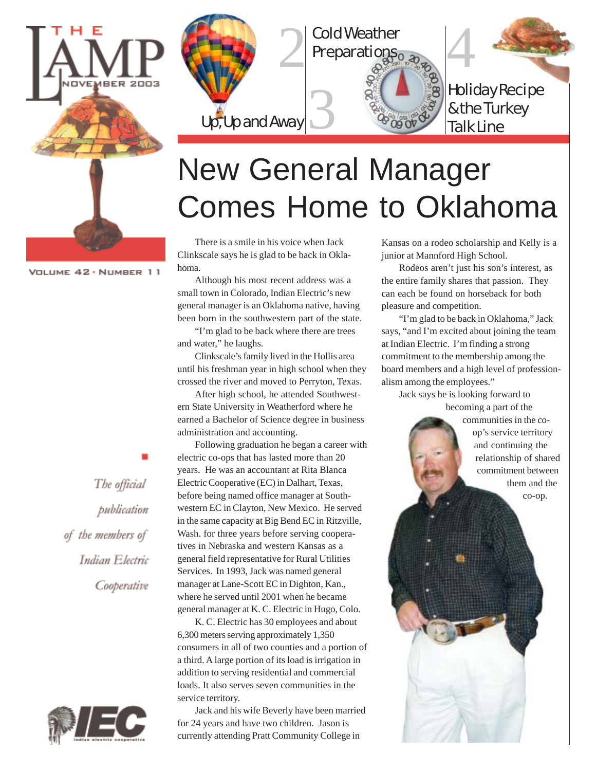# THE LAMP

NOVEMBER 2003

VOLUME 42 · NUMBER 11

2 Cold Weather Preparations

3 Up, Up and Away

4 Holiday Recipe & the Turkey Talk Line

# New General Manager Comes Home to Oklahoma

There is a smile in his voice when Jack Clinkscale says he is glad to be back in Oklahoma.

Although his most recent address was a small town in Colorado, Indian Electric's new general manager is an Oklahoma native, having been born in the southwestern part of the state.

"I'm glad to be back where there are trees and water," he laughs.

Clinkscale's family lived in the Hollis area until his freshman year in high school when they crossed the river and moved to Perryton, Texas.

After high school, he attended Southwestern State University in Weatherford where he earned a Bachelor of Science degree in business administration and accounting.

Following graduation he began a career with electric co-ops that has lasted more than 20 years. He was an accountant at Rita Blanca Electric Cooperative (EC) in Dalhart, Texas, before being named office manager at Southwestern EC in Clayton, New Mexico. He served in the same capacity at Big Bend EC in Ritzville, Wash. for three years before serving cooperatives in Nebraska and western Kansas as a general field representative for Rural Utilities Services. In 1993, Jack was named general manager at Lane-Scott EC in Dighton, Kan., where he served until 2001 when he became general manager at K. C. Electric in Hugo, Colo.

K. C. Electric has 30 employees and about 6,300 meters serving approximately 1,350 consumers in all of two counties and a portion of a third. A large portion of its load is irrigation in addition to serving residential and commercial loads. It also serves seven communities in the service territory.

Jack and his wife Beverly have been married for 24 years and have two children. Jason is currently attending Pratt Community College in Kansas on a rodeo scholarship and Kelly is a junior at Mannford High School.

Rodeos aren't just his son's interest, as the entire family shares that passion. They can each be found on horseback for both pleasure and competition.

"I'm glad to be back in Oklahoma," Jack says, "and I'm excited about joining the team at Indian Electric. I'm finding a strong commitment to the membership among the board members and a high level of professionalism among the employees."

Jack says he is looking forward to becoming a part of the communities in the co-op's service territory and continuing the relationship of shared commitment between them and the co-op.

*The official publication of the members of Indian Electric Cooperative*

IEC
indian electric cooperative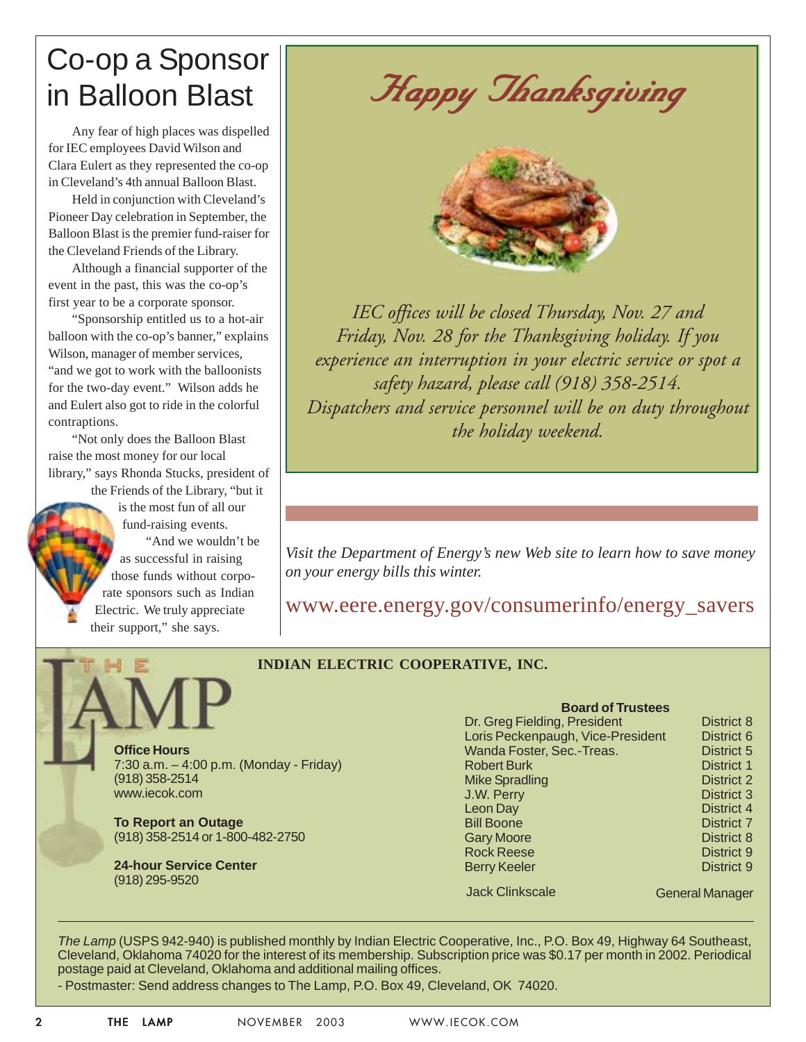# Co-op a Sponsor in Balloon Blast

Any fear of high places was dispelled for IEC employees David Wilson and Clara Eulert as they represented the co-op in Cleveland's 4th annual Balloon Blast.

Held in conjunction with Cleveland's Pioneer Day celebration in September, the Balloon Blast is the premier fund-raiser for the Cleveland Friends of the Library.

Although a financial supporter of the event in the past, this was the co-op's first year to be a corporate sponsor.

"Sponsorship entitled us to a hot-air balloon with the co-op's banner," explains Wilson, manager of member services, "and we got to work with the balloonists for the two-day event." Wilson adds he and Eulert also got to ride in the colorful contraptions.

"Not only does the Balloon Blast raise the most money for our local library," says Rhonda Stucks, president of the Friends of the Library, "but it is the most fun of all our fund-raising events.

"And we wouldn't be as successful in raising those funds without corporate sponsors such as Indian Electric. We truly appreciate their support," she says.

## *Happy Thanksgiving*

*IEC offices will be closed Thursday, Nov. 27 and Friday, Nov. 28 for the Thanksgiving holiday. If you experience an interruption in your electric service or spot a safety hazard, please call (918) 358-2514. Dispatchers and service personnel will be on duty throughout the holiday weekend.*

*Visit the Department of Energy's new Web site to learn how to save money on your energy bills this winter.*

www.eere.energy.gov/consumerinfo/energy_savers

---

# THE LAMP

**INDIAN ELECTRIC COOPERATIVE, INC.**

**Office Hours**
7:30 a.m. – 4:00 p.m. (Monday - Friday)
(918) 358-2514
www.iecok.com

**To Report an Outage**
(918) 358-2514 or 1-800-482-2750

**24-hour Service Center**
(918) 295-9520

**Board of Trustees**

| | |
|---|---|
| Dr. Greg Fielding, President | District 8 |
| Loris Peckenpaugh, Vice-President | District 6 |
| Wanda Foster, Sec.-Treas. | District 5 |
| Robert Burk | District 1 |
| Mike Spradling | District 2 |
| J.W. Perry | District 3 |
| Leon Day | District 4 |
| Bill Boone | District 7 |
| Gary Moore | District 8 |
| Rock Reese | District 9 |
| Berry Keeler | District 9 |
| Jack Clinkscale | General Manager |

*The Lamp* (USPS 942-940) is published monthly by Indian Electric Cooperative, Inc., P.O. Box 49, Highway 64 Southeast, Cleveland, Oklahoma 74020 for the interest of its membership. Subscription price was $0.17 per month in 2002. Periodical postage paid at Cleveland, Oklahoma and additional mailing offices.

- Postmaster: Send address changes to The Lamp, P.O. Box 49, Cleveland, OK 74020.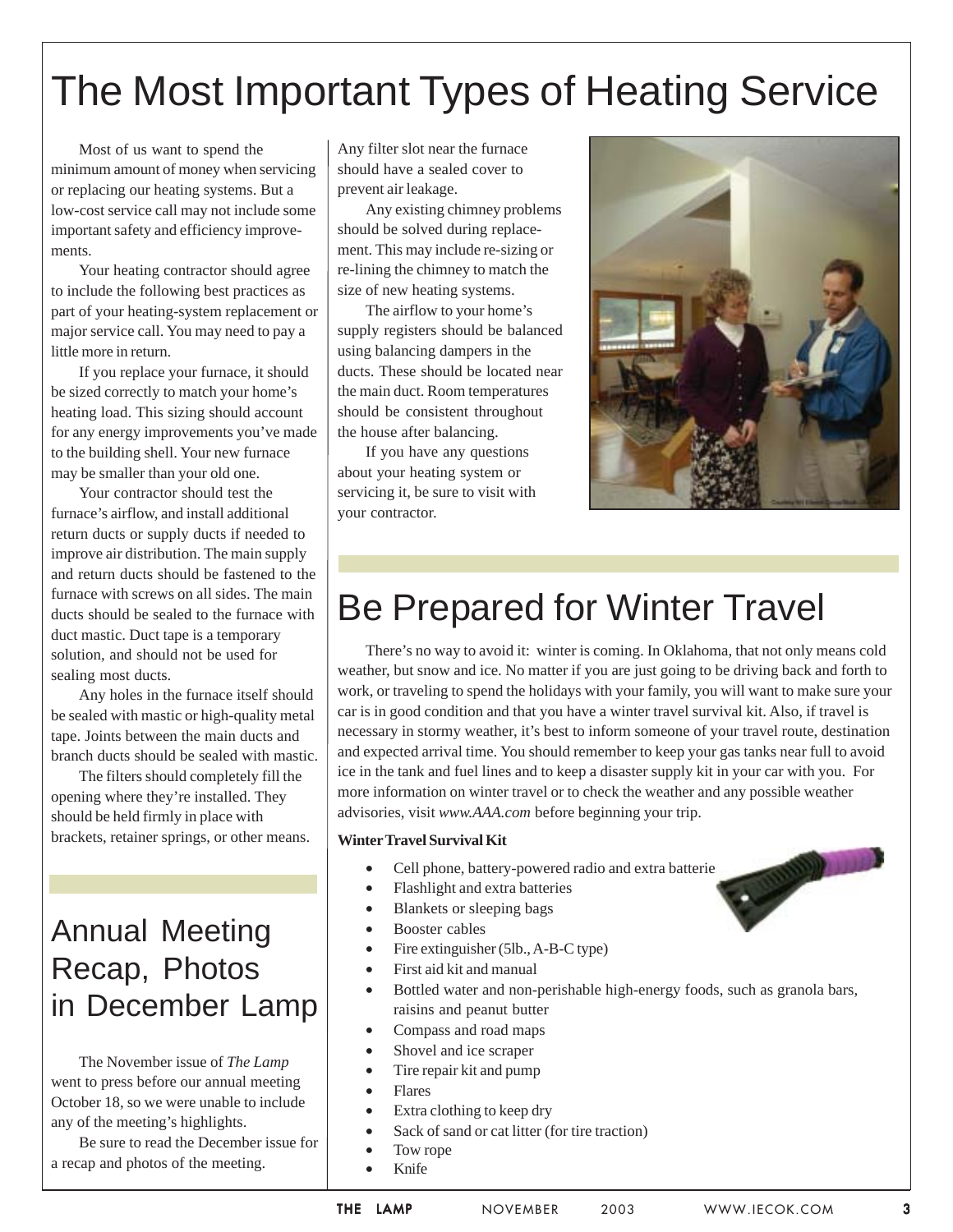# The Most Important Types of Heating Service

Most of us want to spend the minimum amount of money when servicing or replacing our heating systems. But a low-cost service call may not include some important safety and efficiency improvements.

Your heating contractor should agree to include the following best practices as part of your heating-system replacement or major service call. You may need to pay a little more in return.

If you replace your furnace, it should be sized correctly to match your home's heating load. This sizing should account for any energy improvements you've made to the building shell. Your new furnace may be smaller than your old one.

Your contractor should test the furnace's airflow, and install additional return ducts or supply ducts if needed to improve air distribution. The main supply and return ducts should be fastened to the furnace with screws on all sides. The main ducts should be sealed to the furnace with duct mastic. Duct tape is a temporary solution, and should not be used for sealing most ducts.

Any holes in the furnace itself should be sealed with mastic or high-quality metal tape. Joints between the main ducts and branch ducts should be sealed with mastic.

The filters should completely fill the opening where they're installed. They should be held firmly in place with brackets, retainer springs, or other means. Any filter slot near the furnace should have a sealed cover to prevent air leakage.

Any existing chimney problems should be solved during replacement. This may include re-sizing or re-lining the chimney to match the size of new heating systems.

The airflow to your home's supply registers should be balanced using balancing dampers in the ducts. These should be located near the main duct. Room temperatures should be consistent throughout the house after balancing.

If you have any questions about your heating system or servicing it, be sure to visit with your contractor.

# Annual Meeting Recap, Photos in December Lamp

The November issue of *The Lamp* went to press before our annual meeting October 18, so we were unable to include any of the meeting's highlights.

Be sure to read the December issue for a recap and photos of the meeting.

# Be Prepared for Winter Travel

There's no way to avoid it: winter is coming. In Oklahoma, that not only means cold weather, but snow and ice. No matter if you are just going to be driving back and forth to work, or traveling to spend the holidays with your family, you will want to make sure your car is in good condition and that you have a winter travel survival kit. Also, if travel is necessary in stormy weather, it's best to inform someone of your travel route, destination and expected arrival time. You should remember to keep your gas tanks near full to avoid ice in the tank and fuel lines and to keep a disaster supply kit in your car with you. For more information on winter travel or to check the weather and any possible weather advisories, visit *www.AAA.com* before beginning your trip.

**Winter Travel Survival Kit**

- Cell phone, battery-powered radio and extra batterie
- Flashlight and extra batteries
- Blankets or sleeping bags
- Booster cables
- Fire extinguisher (5lb., A-B-C type)
- First aid kit and manual
- Bottled water and non-perishable high-energy foods, such as granola bars, raisins and peanut butter
- Compass and road maps
- Shovel and ice scraper
- Tire repair kit and pump
- Flares
- Extra clothing to keep dry
- Sack of sand or cat litter (for tire traction)
- Tow rope
- Knife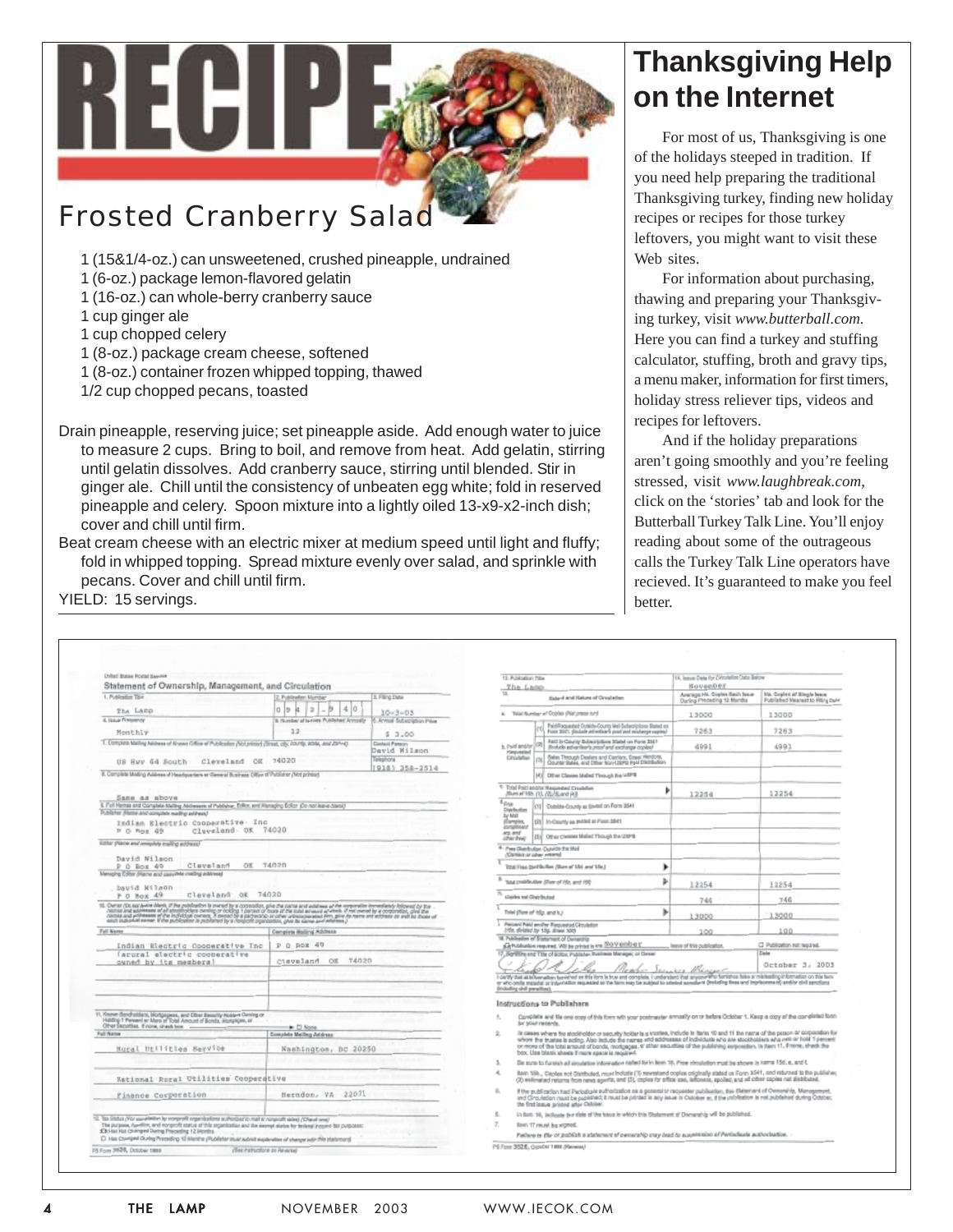# RECIPE

## Frosted Cranberry Salad

- 1 (15&1/4-oz.) can unsweetened, crushed pineapple, undrained
- 1 (6-oz.) package lemon-flavored gelatin
- 1 (16-oz.) can whole-berry cranberry sauce
- 1 cup ginger ale
- 1 cup chopped celery
- 1 (8-oz.) package cream cheese, softened
- 1 (8-oz.) container frozen whipped topping, thawed
- 1/2 cup chopped pecans, toasted

Drain pineapple, reserving juice; set pineapple aside. Add enough water to juice to measure 2 cups. Bring to boil, and remove from heat. Add gelatin, stirring until gelatin dissolves. Add cranberry sauce, stirring until blended. Stir in ginger ale. Chill until the consistency of unbeaten egg white; fold in reserved pineapple and celery. Spoon mixture into a lightly oiled 13-x9-x2-inch dish; cover and chill until firm.

Beat cream cheese with an electric mixer at medium speed until light and fluffy; fold in whipped topping. Spread mixture evenly over salad, and sprinkle with pecans. Cover and chill until firm.

YIELD: 15 servings.

# Thanksgiving Help on the Internet

For most of us, Thanksgiving is one of the holidays steeped in tradition. If you need help preparing the traditional Thanksgiving turkey, finding new holiday recipes or recipes for those turkey leftovers, you might want to visit these Web sites.

For information about purchasing, thawing and preparing your Thanksgiving turkey, visit *www.butterball.com.* Here you can find a turkey and stuffing calculator, stuffing, broth and gravy tips, a menu maker, information for first timers, holiday stress reliever tips, videos and recipes for leftovers.

And if the holiday preparations aren't going smoothly and you're feeling stressed, visit *www.laughbreak.com*, click on the 'stories' tab and look for the Butterball Turkey Talk Line. You'll enjoy reading about some of the outrageous calls the Turkey Talk Line operators have recieved. It's guaranteed to make you feel better.

## Statement of Ownership, Management, and Circulation

1. Publication Title: The Lamp
2. Publication Number: 0 9 4 3 - 9 4 0
3. Filing Date: 10-3-03
4. Issue Frequency: Monthly
5. Number of Issues Published Annually: 12
6. Annual Subscription Price: $ 3.00
7. Complete Mailing Address of Known Office of Publication: US Hwy 64 South Cleveland OK 74020. Contact Person: David Wilson. Telephone: (918) 358-2514
8. Complete Mailing Address of Headquarters or General Business Office of Publisher: Same as above
9. Publisher: Indian Electric Cooperative Inc, P O Box 49, Cleveland OK 74020. Editor: David Wilson, P O Box 49, Cleveland OK 74020. Managing Editor: David Wilson, P O Box 49, Cleveland OK 74020
10. Owner:

| Full Name | Complete Mailing Address |
|---|---|
| Indian Electric Cooperative Inc (a rural electric cooperative owned by its members) | P O Box 49, Cleveland OK 74020 |

11. Known Bondholders, Mortgagees, and Other Security Holders Owning or Holding 1 Percent or More of Total Amount of Bonds, Mortgages, or Other Securities:

| Full Name | Complete Mailing Address |
|---|---|
| Rural Utilities Service | Washington, DC 20250 |
| National Rural Utilities Cooperative Finance Corporation | Herndon, VA 22071 |

12. Tax Status: Has Not Changed During Preceding 12 Months

13. Publication Title: The Lamp
14. Issue Date for Circulation Data Below: November

| 15. Extent and Nature of Circulation | Average No. Copies Each Issue During Preceding 12 Months | No. Copies of Single Issue Published Nearest to Filing Date |
|---|---|---|
| a. Total Number of Copies (Net press run) | 13000 | 13000 |
| b. (1) Paid/Requested Outside-County Mail Subscriptions Stated on Form 3541 | 7263 | 7263 |
| b. (2) Paid In-County Subscriptions Stated on Form 3541 | 4991 | 4991 |
| c. Total Paid and/or Requested Circulation | 12254 | 12254 |
| f. Total Distribution | 12254 | 12254 |
| g. Copies not Distributed | 746 | 746 |
| h. Total | 13000 | 13000 |
| i. Percent Paid and/or Requested Circulation | 100 | 100 |

16. Publication of Statement of Ownership: Publication required. Will be printed in the November issue of this publication.
17. Signature and Title of Editor, Publisher, Business Manager, or Owner: Member Services Manager. Date: October 3, 2003